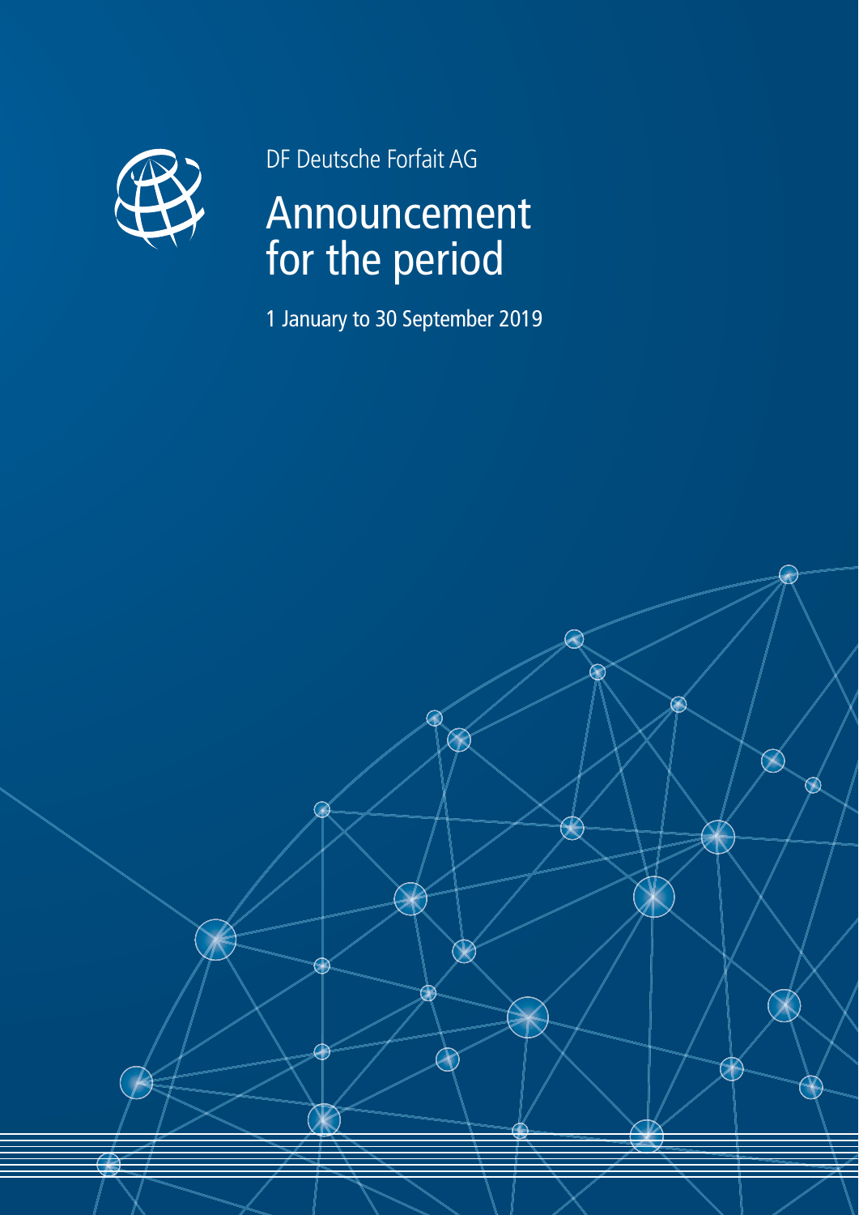DF Deutsche Forfait AG

# Announcement for the period

1 January to 30 September 2019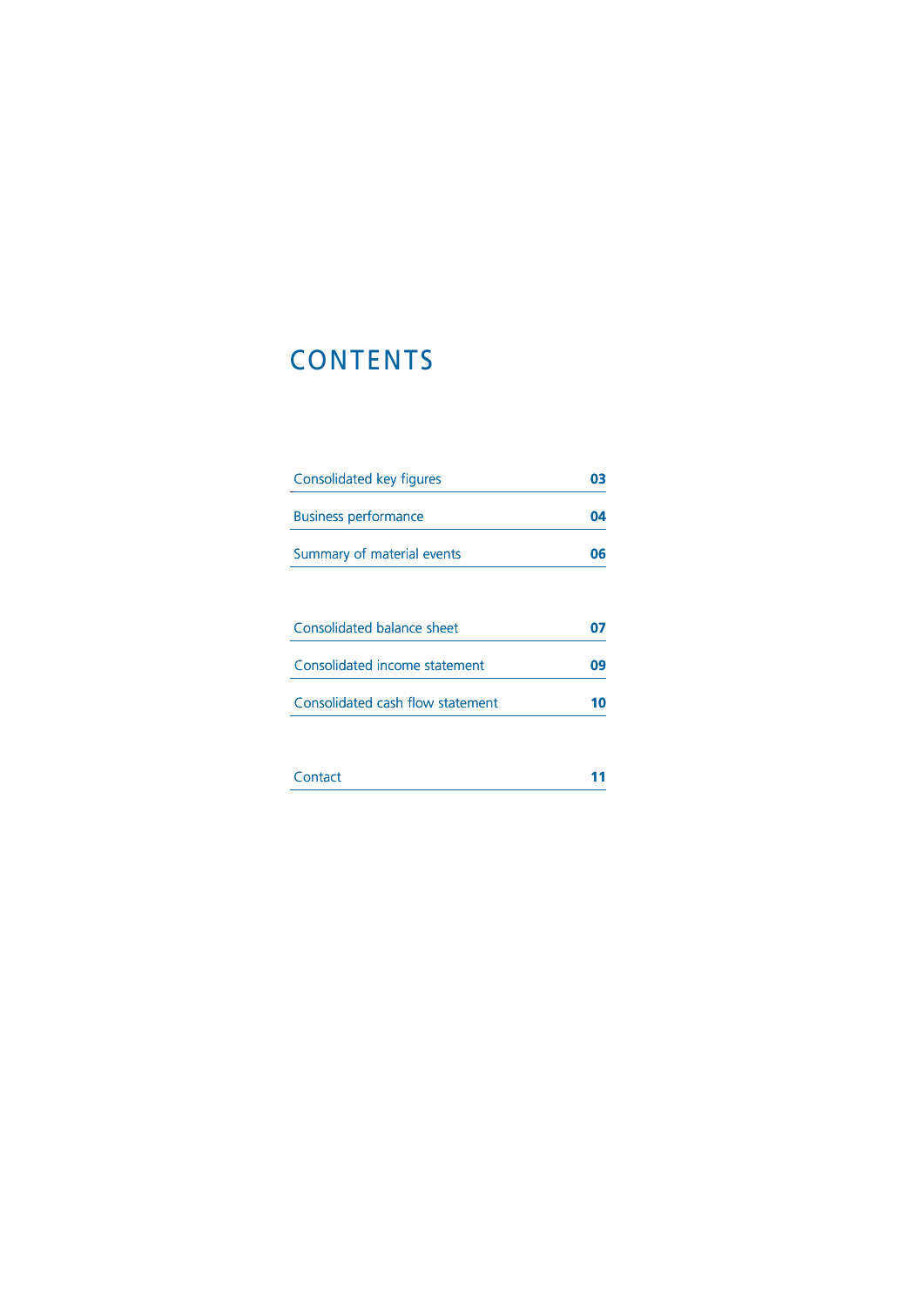# CONTENTS

| | |
|---|---|
| Consolidated key figures | **03** |
| Business performance | **04** |
| Summary of material events | **06** |
| | |
| Consolidated balance sheet | **07** |
| Consolidated income statement | **09** |
| Consolidated cash flow statement | **10** |
| | |
| Contact | **11** |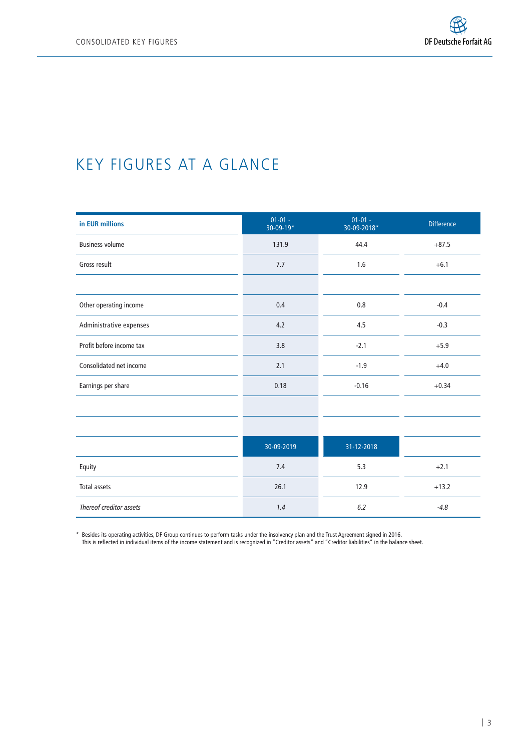# KEY FIGURES AT A GLANCE

| in EUR millions | 01-01 - 30-09-19* | 01-01 - 30-09-2018* | Difference |
|---|---|---|---|
| Business volume | 131.9 | 44.4 | +87.5 |
| Gross result | 7.7 | 1.6 | +6.1 |
| | | | |
| Other operating income | 0.4 | 0.8 | -0.4 |
| Administrative expenses | 4.2 | 4.5 | -0.3 |
| Profit before income tax | 3.8 | -2.1 | +5.9 |
| Consolidated net income | 2.1 | -1.9 | +4.0 |
| Earnings per share | 0.18 | -0.16 | +0.34 |
| | | | |
| | | | |
| | 30-09-2019 | 31-12-2018 | |
| Equity | 7.4 | 5.3 | +2.1 |
| Total assets | 26.1 | 12.9 | +13.2 |
| *Thereof creditor assets* | *1.4* | *6.2* | *-4.8* |

\* Besides its operating activities, DF Group continues to perform tasks under the insolvency plan and the Trust Agreement signed in 2016. This is reflected in individual items of the income statement and is recognized in "Creditor assets" and "Creditor liabilities" in the balance sheet.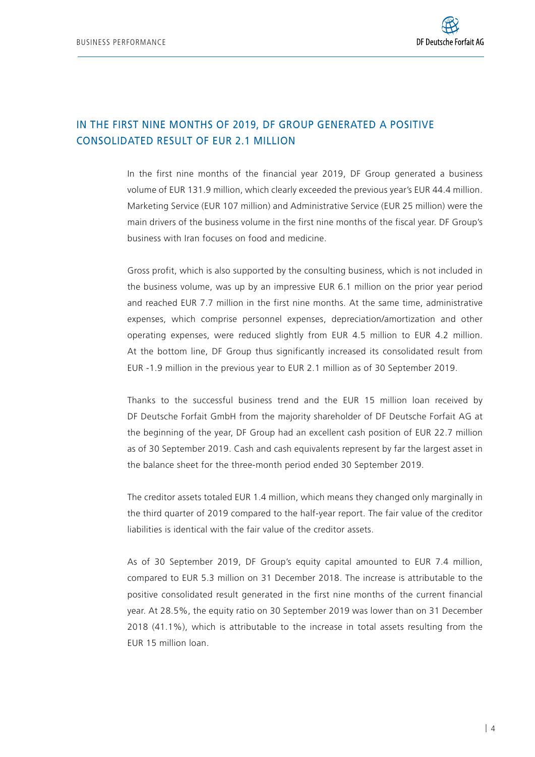## IN THE FIRST NINE MONTHS OF 2019, DF GROUP GENERATED A POSITIVE CONSOLIDATED RESULT OF EUR 2.1 MILLION

In the first nine months of the financial year 2019, DF Group generated a business volume of EUR 131.9 million, which clearly exceeded the previous year's EUR 44.4 million. Marketing Service (EUR 107 million) and Administrative Service (EUR 25 million) were the main drivers of the business volume in the first nine months of the fiscal year. DF Group's business with Iran focuses on food and medicine.

Gross profit, which is also supported by the consulting business, which is not included in the business volume, was up by an impressive EUR 6.1 million on the prior year period and reached EUR 7.7 million in the first nine months. At the same time, administrative expenses, which comprise personnel expenses, depreciation/amortization and other operating expenses, were reduced slightly from EUR 4.5 million to EUR 4.2 million. At the bottom line, DF Group thus significantly increased its consolidated result from EUR -1.9 million in the previous year to EUR 2.1 million as of 30 September 2019.

Thanks to the successful business trend and the EUR 15 million loan received by DF Deutsche Forfait GmbH from the majority shareholder of DF Deutsche Forfait AG at the beginning of the year, DF Group had an excellent cash position of EUR 22.7 million as of 30 September 2019. Cash and cash equivalents represent by far the largest asset in the balance sheet for the three-month period ended 30 September 2019.

The creditor assets totaled EUR 1.4 million, which means they changed only marginally in the third quarter of 2019 compared to the half-year report. The fair value of the creditor liabilities is identical with the fair value of the creditor assets.

As of 30 September 2019, DF Group's equity capital amounted to EUR 7.4 million, compared to EUR 5.3 million on 31 December 2018. The increase is attributable to the positive consolidated result generated in the first nine months of the current financial year. At 28.5%, the equity ratio on 30 September 2019 was lower than on 31 December 2018 (41.1%), which is attributable to the increase in total assets resulting from the EUR 15 million loan.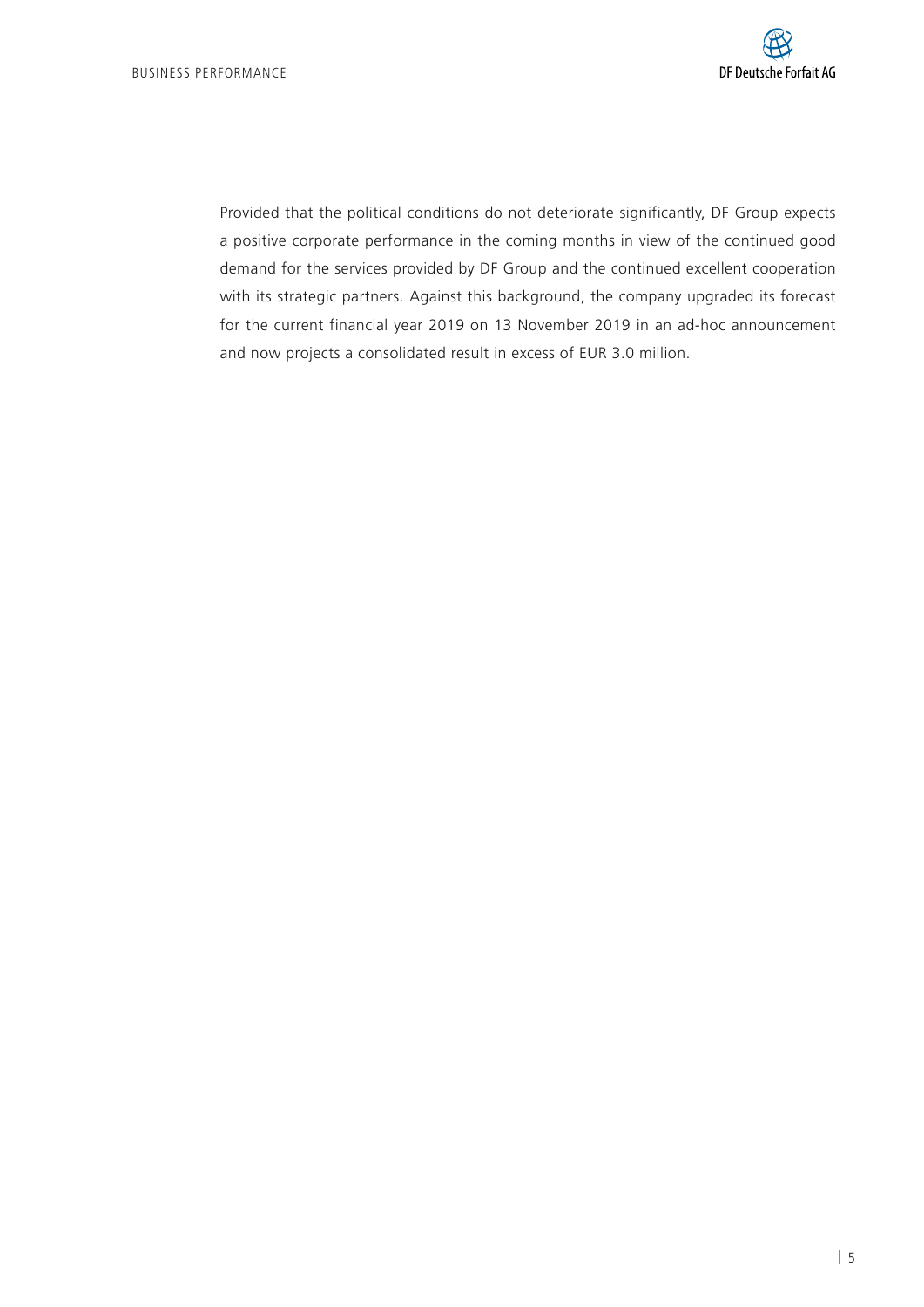Provided that the political conditions do not deteriorate significantly, DF Group expects a positive corporate performance in the coming months in view of the continued good demand for the services provided by DF Group and the continued excellent cooperation with its strategic partners. Against this background, the company upgraded its forecast for the current financial year 2019 on 13 November 2019 in an ad-hoc announcement and now projects a consolidated result in excess of EUR 3.0 million.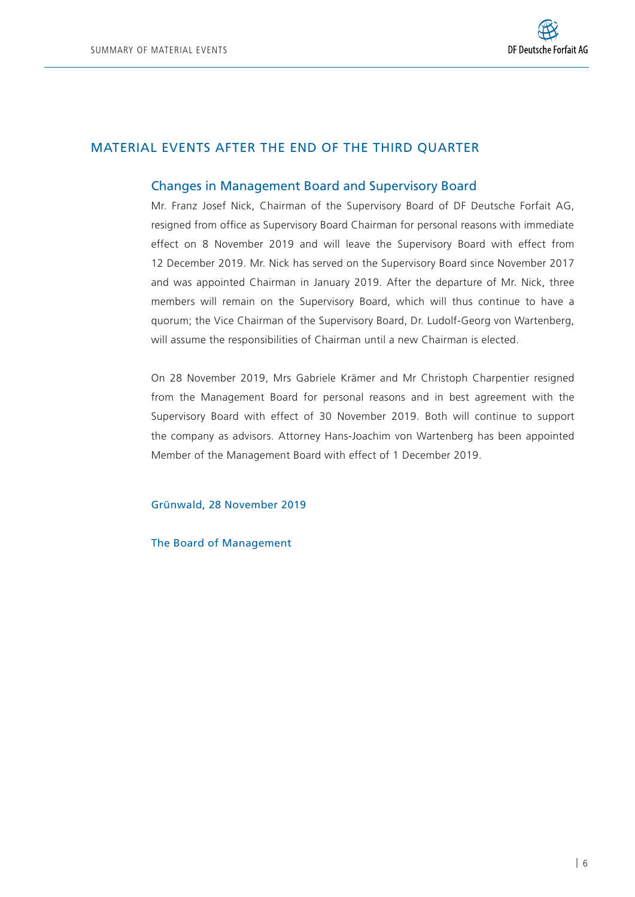# MATERIAL EVENTS AFTER THE END OF THE THIRD QUARTER

## Changes in Management Board and Supervisory Board

Mr. Franz Josef Nick, Chairman of the Supervisory Board of DF Deutsche Forfait AG, resigned from office as Supervisory Board Chairman for personal reasons with immediate effect on 8 November 2019 and will leave the Supervisory Board with effect from 12 December 2019. Mr. Nick has served on the Supervisory Board since November 2017 and was appointed Chairman in January 2019. After the departure of Mr. Nick, three members will remain on the Supervisory Board, which will thus continue to have a quorum; the Vice Chairman of the Supervisory Board, Dr. Ludolf-Georg von Wartenberg, will assume the responsibilities of Chairman until a new Chairman is elected.

On 28 November 2019, Mrs Gabriele Krämer and Mr Christoph Charpentier resigned from the Management Board for personal reasons and in best agreement with the Supervisory Board with effect of 30 November 2019. Both will continue to support the company as advisors. Attorney Hans-Joachim von Wartenberg has been appointed Member of the Management Board with effect of 1 December 2019.

Grünwald, 28 November 2019

The Board of Management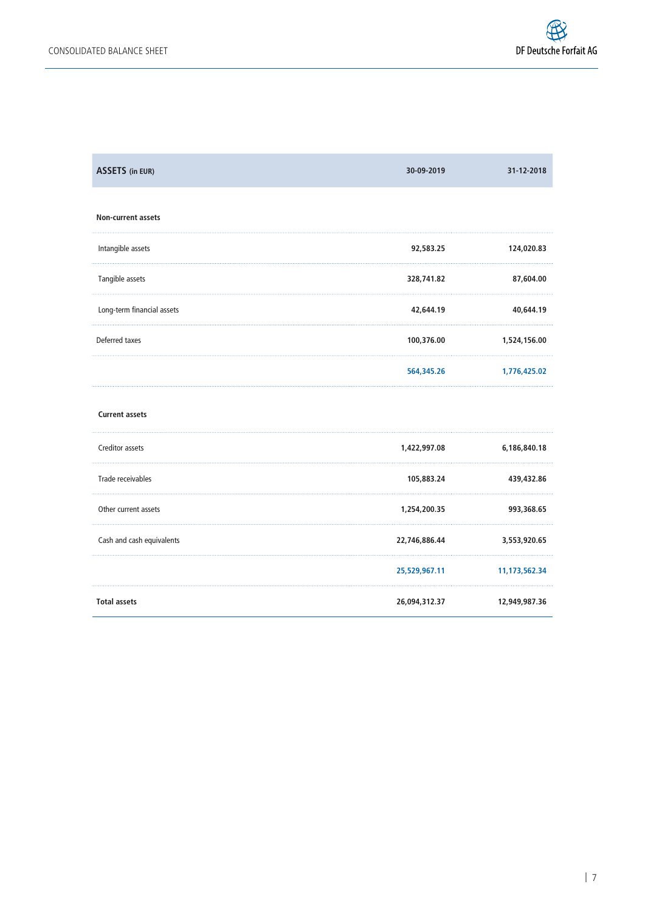# CONSOLIDATED BALANCE SHEET

| ASSETS (in EUR) | 30-09-2019 | 31-12-2018 |
|---|---|---|
| **Non-current assets** | | |
| Intangible assets | 92,583.25 | 124,020.83 |
| Tangible assets | 328,741.82 | 87,604.00 |
| Long-term financial assets | 42,644.19 | 40,644.19 |
| Deferred taxes | 100,376.00 | 1,524,156.00 |
| | 564,345.26 | 1,776,425.02 |
| **Current assets** | | |
| Creditor assets | 1,422,997.08 | 6,186,840.18 |
| Trade receivables | 105,883.24 | 439,432.86 |
| Other current assets | 1,254,200.35 | 993,368.65 |
| Cash and cash equivalents | 22,746,886.44 | 3,553,920.65 |
| | 25,529,967.11 | 11,173,562.34 |
| **Total assets** | **26,094,312.37** | **12,949,987.36** |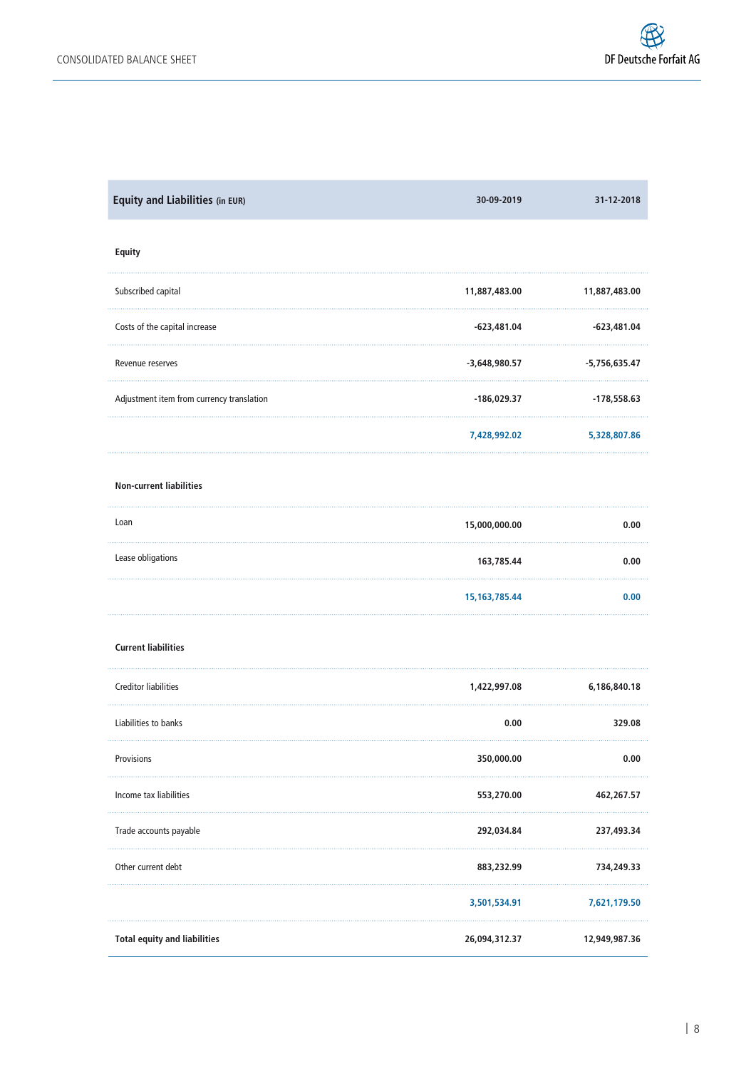| Equity and Liabilities (in EUR) | 30-09-2019 | 31-12-2018 |
|---|---|---|
| **Equity** | | |
| Subscribed capital | 11,887,483.00 | 11,887,483.00 |
| Costs of the capital increase | -623,481.04 | -623,481.04 |
| Revenue reserves | -3,648,980.57 | -5,756,635.47 |
| Adjustment item from currency translation | -186,029.37 | -178,558.63 |
| | 7,428,992.02 | 5,328,807.86 |
| **Non-current liabilities** | | |
| Loan | 15,000,000.00 | 0.00 |
| Lease obligations | 163,785.44 | 0.00 |
| | 15,163,785.44 | 0.00 |
| **Current liabilities** | | |
| Creditor liabilities | 1,422,997.08 | 6,186,840.18 |
| Liabilities to banks | 0.00 | 329.08 |
| Provisions | 350,000.00 | 0.00 |
| Income tax liabilities | 553,270.00 | 462,267.57 |
| Trade accounts payable | 292,034.84 | 237,493.34 |
| Other current debt | 883,232.99 | 734,249.33 |
| | 3,501,534.91 | 7,621,179.50 |
| **Total equity and liabilities** | **26,094,312.37** | **12,949,987.36** |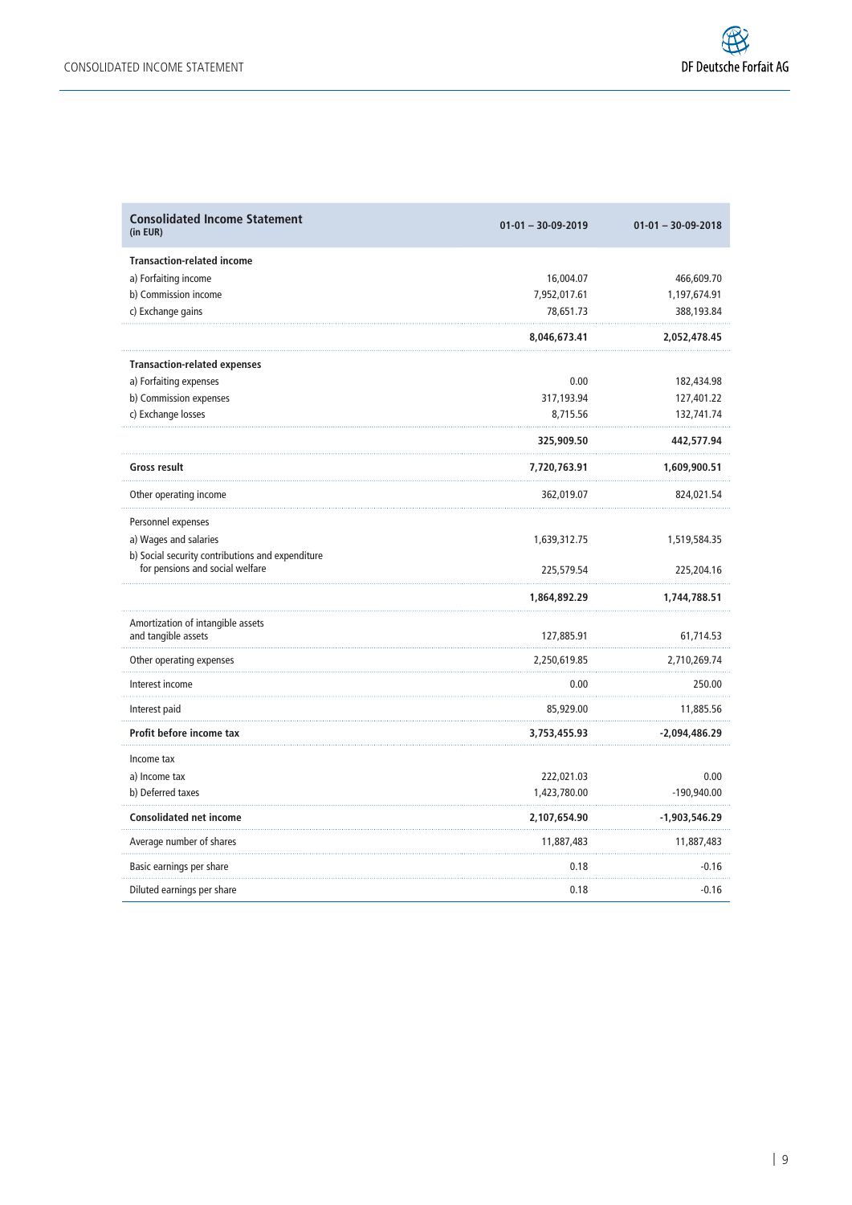| **Consolidated Income Statement** (in EUR) | **01-01 – 30-09-2019** | **01-01 – 30-09-2018** |
|---|---|---|
| **Transaction-related income** | | |
| a) Forfaiting income | 16,004.07 | 466,609.70 |
| b) Commission income | 7,952,017.61 | 1,197,674.91 |
| c) Exchange gains | 78,651.73 | 388,193.84 |
| | **8,046,673.41** | **2,052,478.45** |
| **Transaction-related expenses** | | |
| a) Forfaiting expenses | 0.00 | 182,434.98 |
| b) Commission expenses | 317,193.94 | 127,401.22 |
| c) Exchange losses | 8,715.56 | 132,741.74 |
| | **325,909.50** | **442,577.94** |
| **Gross result** | **7,720,763.91** | **1,609,900.51** |
| Other operating income | 362,019.07 | 824,021.54 |
| Personnel expenses | | |
| a) Wages and salaries | 1,639,312.75 | 1,519,584.35 |
| b) Social security contributions and expenditure for pensions and social welfare | 225,579.54 | 225,204.16 |
| | **1,864,892.29** | **1,744,788.51** |
| Amortization of intangible assets and tangible assets | 127,885.91 | 61,714.53 |
| Other operating expenses | 2,250,619.85 | 2,710,269.74 |
| Interest income | 0.00 | 250.00 |
| Interest paid | 85,929.00 | 11,885.56 |
| **Profit before income tax** | **3,753,455.93** | **-2,094,486.29** |
| Income tax | | |
| a) Income tax | 222,021.03 | 0.00 |
| b) Deferred taxes | 1,423,780.00 | -190,940.00 |
| **Consolidated net income** | **2,107,654.90** | **-1,903,546.29** |
| Average number of shares | 11,887,483 | 11,887,483 |
| Basic earnings per share | 0.18 | -0.16 |
| Diluted earnings per share | 0.18 | -0.16 |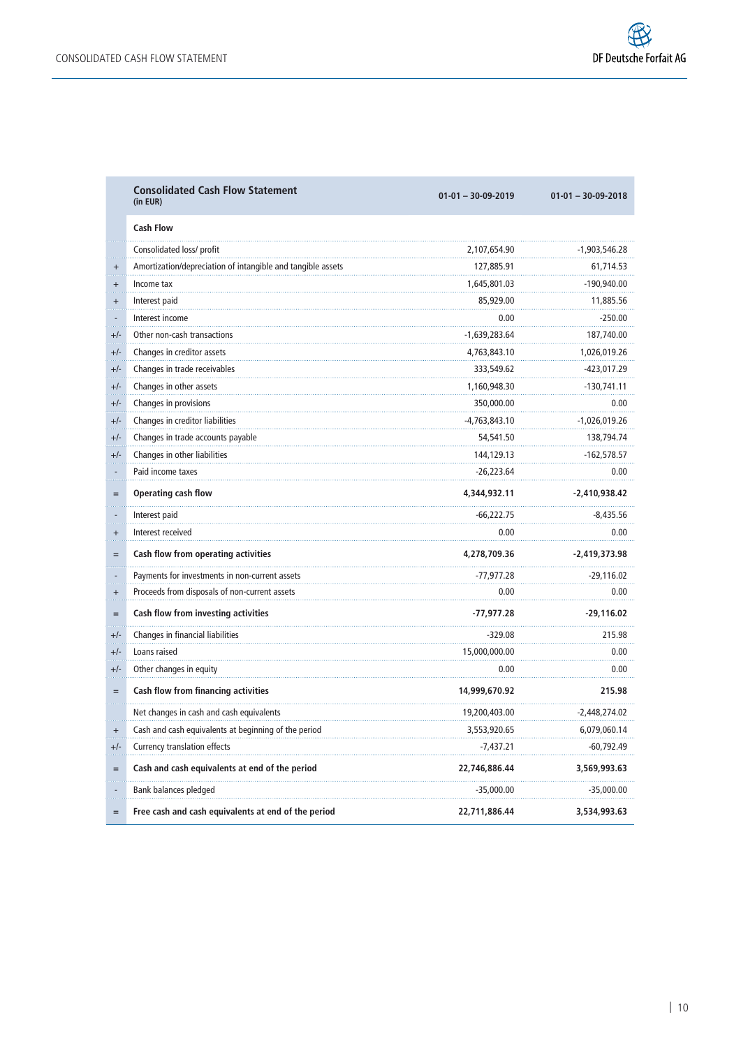| | **Consolidated Cash Flow Statement** (in EUR) | **01-01 – 30-09-2019** | **01-01 – 30-09-2018** |
|---|---|---|---|
| | **Cash Flow** | | |
| | Consolidated loss/ profit | 2,107,654.90 | -1,903,546.28 |
| + | Amortization/depreciation of intangible and tangible assets | 127,885.91 | 61,714.53 |
| + | Income tax | 1,645,801.03 | -190,940.00 |
| + | Interest paid | 85,929.00 | 11,885.56 |
| - | Interest income | 0.00 | -250.00 |
| +/- | Other non-cash transactions | -1,639,283.64 | 187,740.00 |
| +/- | Changes in creditor assets | 4,763,843.10 | 1,026,019.26 |
| +/- | Changes in trade receivables | 333,549.62 | -423,017.29 |
| +/- | Changes in other assets | 1,160,948.30 | -130,741.11 |
| +/- | Changes in provisions | 350,000.00 | 0.00 |
| +/- | Changes in creditor liabilities | -4,763,843.10 | -1,026,019.26 |
| +/- | Changes in trade accounts payable | 54,541.50 | 138,794.74 |
| +/- | Changes in other liabilities | 144,129.13 | -162,578.57 |
| - | Paid income taxes | -26,223.64 | 0.00 |
| = | **Operating cash flow** | **4,344,932.11** | **-2,410,938.42** |
| - | Interest paid | -66,222.75 | -8,435.56 |
| + | Interest received | 0.00 | 0.00 |
| = | **Cash flow from operating activities** | **4,278,709.36** | **-2,419,373.98** |
| - | Payments for investments in non-current assets | -77,977.28 | -29,116.02 |
| + | Proceeds from disposals of non-current assets | 0.00 | 0.00 |
| = | **Cash flow from investing activities** | **-77,977.28** | **-29,116.02** |
| +/- | Changes in financial liabilities | -329.08 | 215.98 |
| +/- | Loans raised | 15,000,000.00 | 0.00 |
| +/- | Other changes in equity | 0.00 | 0.00 |
| = | **Cash flow from financing activities** | **14,999,670.92** | **215.98** |
| | Net changes in cash and cash equivalents | 19,200,403.00 | -2,448,274.02 |
| + | Cash and cash equivalents at beginning of the period | 3,553,920.65 | 6,079,060.14 |
| +/- | Currency translation effects | -7,437.21 | -60,792.49 |
| = | **Cash and cash equivalents at end of the period** | **22,746,886.44** | **3,569,993.63** |
| - | Bank balances pledged | -35,000.00 | -35,000.00 |
| = | **Free cash and cash equivalents at end of the period** | **22,711,886.44** | **3,534,993.63** |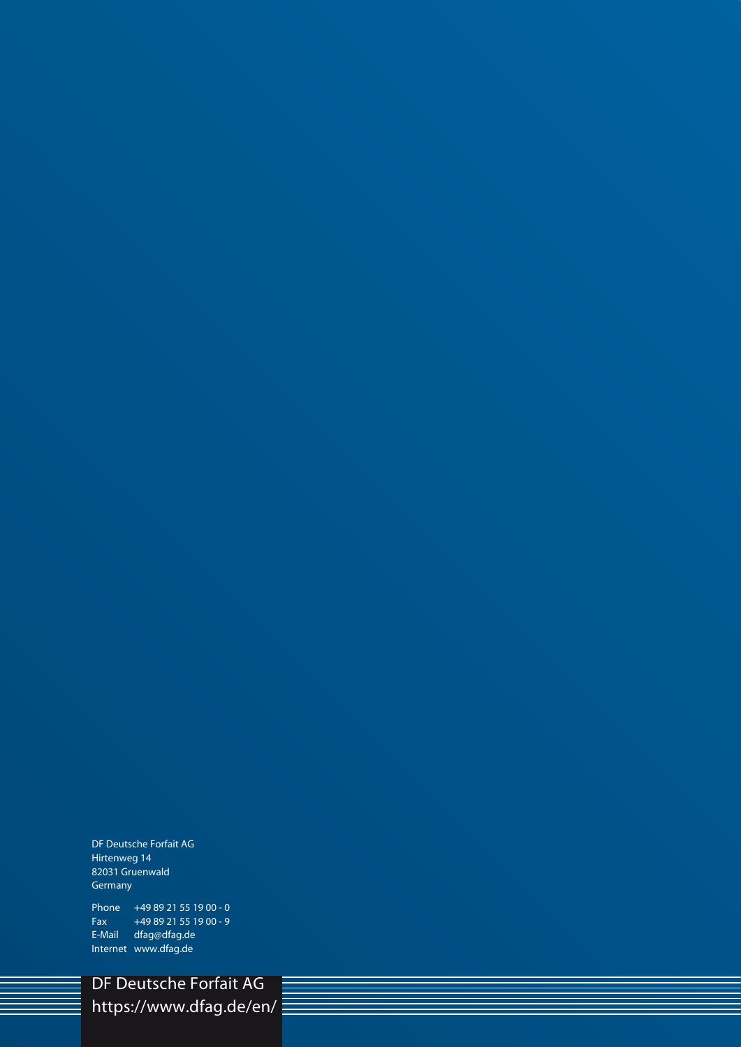DF Deutsche Forfait AG
Hirtenweg 14
82031 Gruenwald
Germany

| | |
|---|---|
| Phone | +49 89 21 55 19 00 - 0 |
| Fax | +49 89 21 55 19 00 - 9 |
| E-Mail | dfag@dfag.de |
| Internet | www.dfag.de |

DF Deutsche Forfait AG
https://www.dfag.de/en/